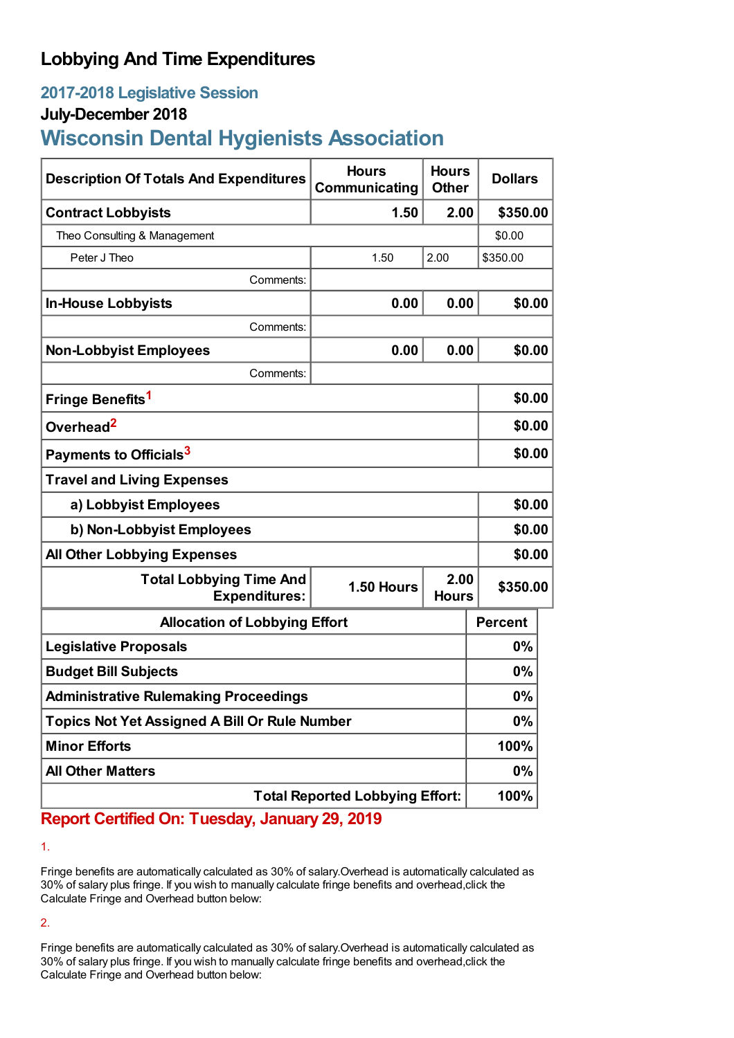# Lobbying And Time Expenditures

## 2017-2018 Legislative Session

### July-December 2018

## Wisconsin Dental Hygienists Association

| Description Of Totals And Expenditures | Hours Communicating | Hours Other | Dollars |
|---|---|---|---|
| **Contract Lobbyists** | **1.50** | **2.00** | **$350.00** |
| Theo Consulting & Management | | | $0.00 |
| Peter J Theo | 1.50 | 2.00 | $350.00 |
| Comments: | | | |
| **In-House Lobbyists** | **0.00** | **0.00** | **$0.00** |
| Comments: | | | |
| **Non-Lobbyist Employees** | **0.00** | **0.00** | **$0.00** |
| Comments: | | | |
| **Fringe Benefits**[1] | | | **$0.00** |
| **Overhead**[2] | | | **$0.00** |
| **Payments to Officials**[3] | | | **$0.00** |
| **Travel and Living Expenses** | | | |
| **a) Lobbyist Employees** | | | **$0.00** |
| **b) Non-Lobbyist Employees** | | | **$0.00** |
| **All Other Lobbying Expenses** | | | **$0.00** |
| **Total Lobbying Time And Expenditures:** | **1.50 Hours** | **2.00 Hours** | **$350.00** |

| Allocation of Lobbying Effort | Percent |
|---|---|
| **Legislative Proposals** | **0%** |
| **Budget Bill Subjects** | **0%** |
| **Administrative Rulemaking Proceedings** | **0%** |
| **Topics Not Yet Assigned A Bill Or Rule Number** | **0%** |
| **Minor Efforts** | **100%** |
| **All Other Matters** | **0%** |
| **Total Reported Lobbying Effort:** | **100%** |

**Report Certified On: Tuesday, January 29, 2019**

1.

Fringe benefits are automatically calculated as 30% of salary.Overhead is automatically calculated as 30% of salary plus fringe. If you wish to manually calculate fringe benefits and overhead,click the Calculate Fringe and Overhead button below:

2.

Fringe benefits are automatically calculated as 30% of salary.Overhead is automatically calculated as 30% of salary plus fringe. If you wish to manually calculate fringe benefits and overhead,click the Calculate Fringe and Overhead button below: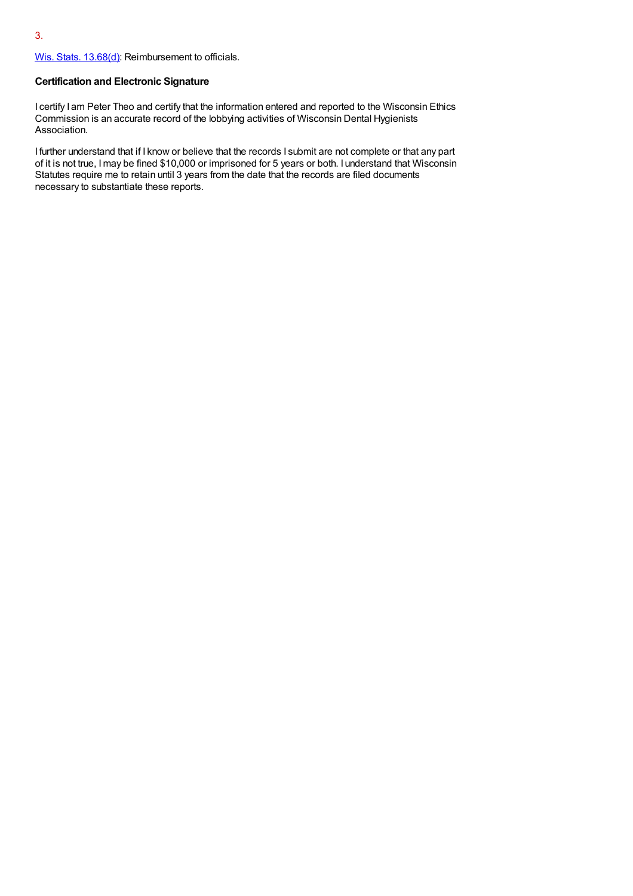3.

Wis. Stats. 13.68(d): Reimbursement to officials.

**Certification and Electronic Signature**

I certify I am Peter Theo and certify that the information entered and reported to the Wisconsin Ethics Commission is an accurate record of the lobbying activities of Wisconsin Dental Hygienists Association.

I further understand that if I know or believe that the records I submit are not complete or that any part of it is not true, I may be fined $10,000 or imprisoned for 5 years or both. I understand that Wisconsin Statutes require me to retain until 3 years from the date that the records are filed documents necessary to substantiate these reports.